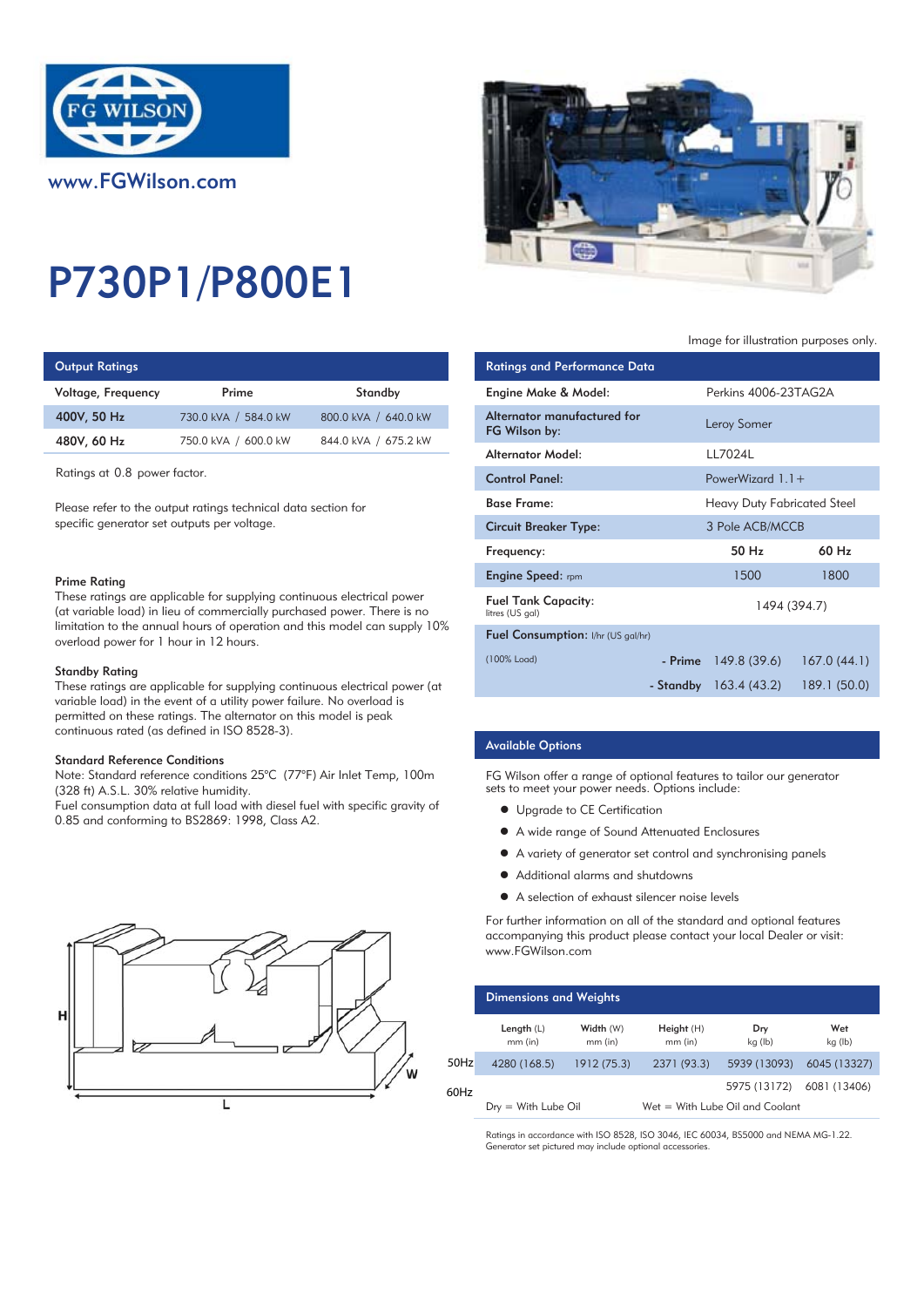www.FGWilson.com

# P730P1/P800E1

Image for illustration purposes only.

## Output Ratings

| Voltage, Frequency | Prime | Standby |
|---|---|---|
| 400V, 50 Hz | 730.0 kVA / 584.0 kW | 800.0 kVA / 640.0 kW |
| 480V, 60 Hz | 750.0 kVA / 600.0 kW | 844.0 kVA / 675.2 kW |

Ratings at 0.8 power factor.

Please refer to the output ratings technical data section for specific generator set outputs per voltage.

### Prime Rating

These ratings are applicable for supplying continuous electrical power (at variable load) in lieu of commercially purchased power. There is no limitation to the annual hours of operation and this model can supply 10% overload power for 1 hour in 12 hours.

### Standby Rating

These ratings are applicable for supplying continuous electrical power (at variable load) in the event of a utility power failure. No overload is permitted on these ratings. The alternator on this model is peak continuous rated (as defined in ISO 8528-3).

### Standard Reference Conditions

Note: Standard reference conditions 25°C (77°F) Air Inlet Temp, 100m (328 ft) A.S.L. 30% relative humidity.
Fuel consumption data at full load with diesel fuel with specific gravity of 0.85 and conforming to BS2869: 1998, Class A2.

## Ratings and Performance Data

| | | |
|---|---|---|
| Engine Make & Model: | Perkins 4006-23TAG2A | |
| Alternator manufactured for FG Wilson by: | Leroy Somer | |
| Alternator Model: | LL7024L | |
| Control Panel: | PowerWizard 1.1+ | |
| Base Frame: | Heavy Duty Fabricated Steel | |
| Circuit Breaker Type: | 3 Pole ACB/MCCB | |
| Frequency: | 50 Hz | 60 Hz |
| Engine Speed: rpm | 1500 | 1800 |
| Fuel Tank Capacity: litres (US gal) | 1494 (394.7) | |
| Fuel Consumption: l/hr (US gal/hr) | | |
| (100% Load) - Prime | 149.8 (39.6) | 167.0 (44.1) |
| - Standby | 163.4 (43.2) | 189.1 (50.0) |

## Available Options

FG Wilson offer a range of optional features to tailor our generator sets to meet your power needs. Options include:

- Upgrade to CE Certification
- A wide range of Sound Attenuated Enclosures
- A variety of generator set control and synchronising panels
- Additional alarms and shutdowns
- A selection of exhaust silencer noise levels

For further information on all of the standard and optional features accompanying this product please contact your local Dealer or visit: www.FGWilson.com

## Dimensions and Weights

| | Length (L) mm (in) | Width (W) mm (in) | Height (H) mm (in) | Dry kg (lb) | Wet kg (lb) |
|---|---|---|---|---|---|
| 50Hz | 4280 (168.5) | 1912 (75.3) | 2371 (93.3) | 5939 (13093) | 6045 (13327) |
| 60Hz | | | | 5975 (13172) | 6081 (13406) |

Dry = With Lube Oil    Wet = With Lube Oil and Coolant

Ratings in accordance with ISO 8528, ISO 3046, IEC 60034, BS5000 and NEMA MG-1.22.
Generator set pictured may include optional accessories.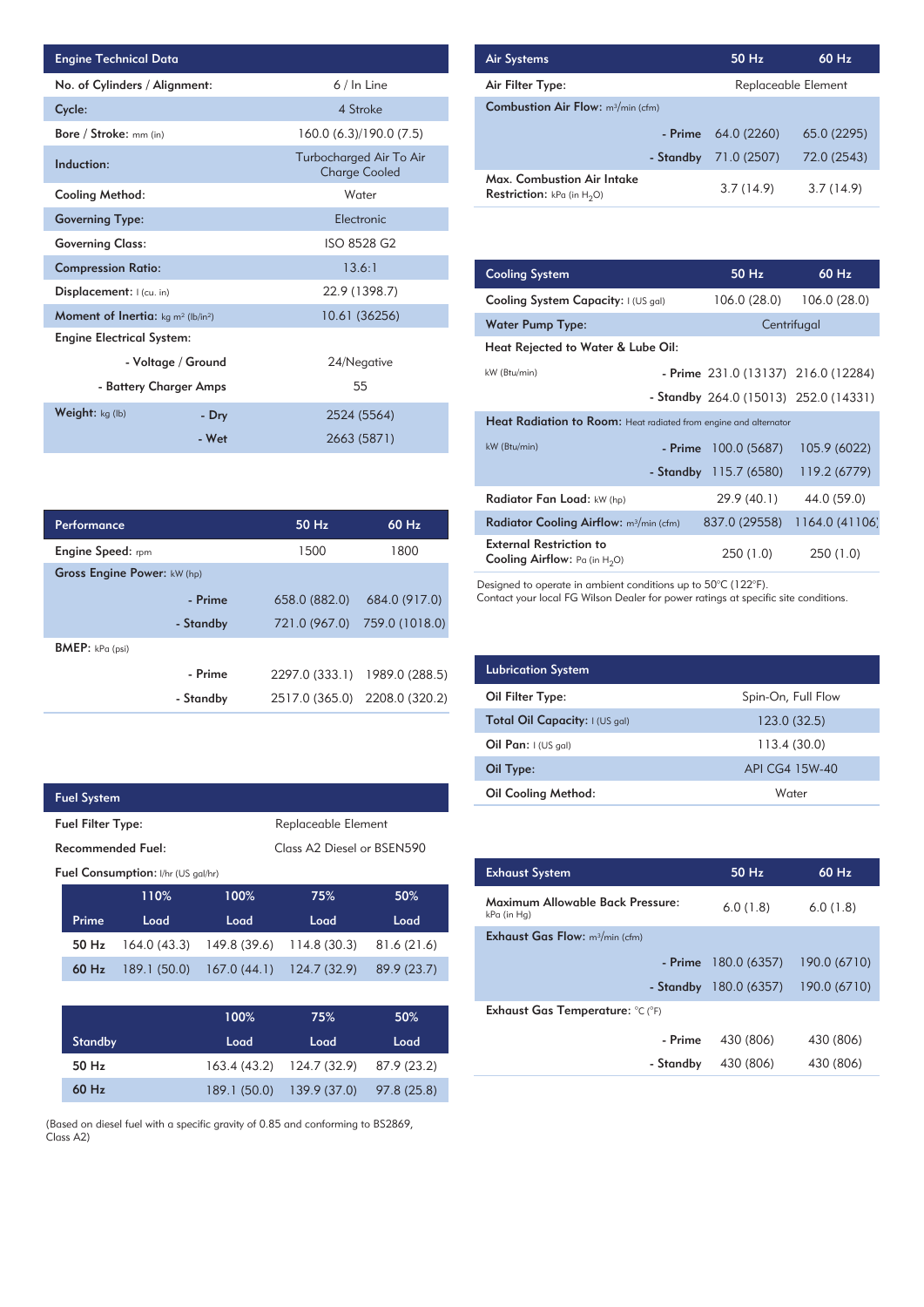| Engine Technical Data | | |
|---|---|---|
| No. of Cylinders / Alignment: | | 6 / In Line |
| Cycle: | | 4 Stroke |
| Bore / Stroke: mm (in) | | 160.0 (6.3)/190.0 (7.5) |
| Induction: | | Turbocharged Air To Air Charge Cooled |
| Cooling Method: | | Water |
| Governing Type: | | Electronic |
| Governing Class: | | ISO 8528 G2 |
| Compression Ratio: | | 13.6:1 |
| Displacement: l (cu. in) | | 22.9 (1398.7) |
| Moment of Inertia: kg m² (lb/in²) | | 10.61 (36256) |
| Engine Electrical System: | | |
| | - Voltage / Ground | 24/Negative |
| | - Battery Charger Amps | 55 |
| Weight: kg (lb) | - Dry | 2524 (5564) |
| | - Wet | 2663 (5871) |

| Performance | | 50 Hz | 60 Hz |
|---|---|---|---|
| Engine Speed: rpm | | 1500 | 1800 |
| Gross Engine Power: kW (hp) | | | |
| | - Prime | 658.0 (882.0) | 684.0 (917.0) |
| | - Standby | 721.0 (967.0) | 759.0 (1018.0) |
| BMEP: kPa (psi) | | | |
| | - Prime | 2297.0 (333.1) | 1989.0 (288.5) |
| | - Standby | 2517.0 (365.0) | 2208.0 (320.2) |

| Fuel System | |
|---|---|
| Fuel Filter Type: | Replaceable Element |
| Recommended Fuel: | Class A2 Diesel or BSEN590 |
| Fuel Consumption: l/hr (US gal/hr) | |

| Prime | 110% Load | 100% Load | 75% Load | 50% Load |
|---|---|---|---|---|
| 50 Hz | 164.0 (43.3) | 149.8 (39.6) | 114.8 (30.3) | 81.6 (21.6) |
| 60 Hz | 189.1 (50.0) | 167.0 (44.1) | 124.7 (32.9) | 89.9 (23.7) |

| Standby | 100% Load | 75% Load | 50% Load |
|---|---|---|---|
| 50 Hz | 163.4 (43.2) | 124.7 (32.9) | 87.9 (23.2) |
| 60 Hz | 189.1 (50.0) | 139.9 (37.0) | 97.8 (25.8) |

(Based on diesel fuel with a specific gravity of 0.85 and conforming to BS2869, Class A2)

| Air Systems | | 50 Hz | 60 Hz |
|---|---|---|---|
| Air Filter Type: | | Replaceable Element | |
| Combustion Air Flow: m³/min (cfm) | | | |
| | - Prime | 64.0 (2260) | 65.0 (2295) |
| | - Standby | 71.0 (2507) | 72.0 (2543) |
| Max. Combustion Air Intake Restriction: kPa (in $H_2O$) | | 3.7 (14.9) | 3.7 (14.9) |

| Cooling System | | 50 Hz | 60 Hz |
|---|---|---|---|
| Cooling System Capacity: l (US gal) | | 106.0 (28.0) | 106.0 (28.0) |
| Water Pump Type: | | Centrifugal | |
| Heat Rejected to Water & Lube Oil: | | | |
| kW (Btu/min) | - Prime | 231.0 (13137) | 216.0 (12284) |
| | - Standby | 264.0 (15013) | 252.0 (14331) |
| Heat Radiation to Room: Heat radiated from engine and alternator | | | |
| kW (Btu/min) | - Prime | 100.0 (5687) | 105.9 (6022) |
| | - Standby | 115.7 (6580) | 119.2 (6779) |
| Radiator Fan Load: kW (hp) | | 29.9 (40.1) | 44.0 (59.0) |
| Radiator Cooling Airflow: m³/min (cfm) | | 837.0 (29558) | 1164.0 (41106) |
| External Restriction to Cooling Airflow: Pa (in $H_2O$) | | 250 (1.0) | 250 (1.0) |

Designed to operate in ambient conditions up to 50°C (122°F).
Contact your local FG Wilson Dealer for power ratings at specific site conditions.

| Lubrication System | |
|---|---|
| Oil Filter Type: | Spin-On, Full Flow |
| Total Oil Capacity: l (US gal) | 123.0 (32.5) |
| Oil Pan: l (US gal) | 113.4 (30.0) |
| Oil Type: | API CG4 15W-40 |
| Oil Cooling Method: | Water |

| Exhaust System | | 50 Hz | 60 Hz |
|---|---|---|---|
| Maximum Allowable Back Pressure: kPa (in Hg) | | 6.0 (1.8) | 6.0 (1.8) |
| Exhaust Gas Flow: m³/min (cfm) | | | |
| | - Prime | 180.0 (6357) | 190.0 (6710) |
| | - Standby | 180.0 (6357) | 190.0 (6710) |
| Exhaust Gas Temperature: °C (°F) | | | |
| | - Prime | 430 (806) | 430 (806) |
| | - Standby | 430 (806) | 430 (806) |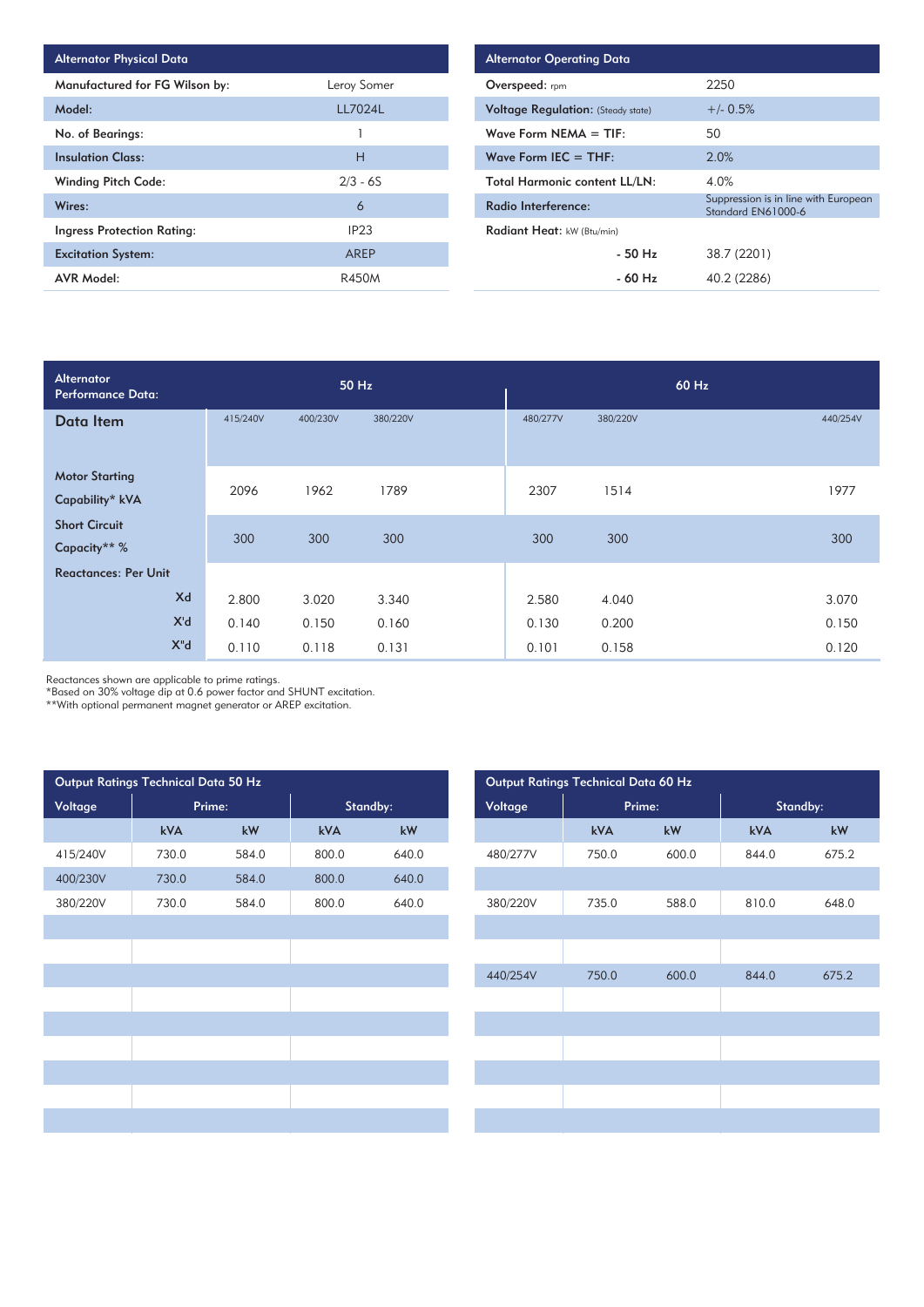| Alternator Physical Data | |
|---|---|
| Manufactured for FG Wilson by: | Leroy Somer |
| Model: | LL7024L |
| No. of Bearings: | 1 |
| Insulation Class: | H |
| Winding Pitch Code: | 2/3 - 6S |
| Wires: | 6 |
| Ingress Protection Rating: | IP23 |
| Excitation System: | AREP |
| AVR Model: | R450M |

| Alternator Operating Data | |
|---|---|
| Overspeed: rpm | 2250 |
| Voltage Regulation: (Steady state) | +/- 0.5% |
| Wave Form NEMA = TIF: | 50 |
| Wave Form IEC = THF: | 2.0% |
| Total Harmonic content LL/LN: | 4.0% |
| Radio Interference: | Suppression is in line with European Standard EN61000-6 |
| Radiant Heat: kW (Btu/min) | |
| - 50 Hz | 38.7 (2201) |
| - 60 Hz | 40.2 (2286) |

| Alternator Performance Data: | 50 Hz | | | 60 Hz | | |
|---|---|---|---|---|---|---|
| Data Item | 415/240V | 400/230V | 380/220V | 480/277V | 380/220V | 440/254V |
| Motor Starting Capability* kVA | 2096 | 1962 | 1789 | 2307 | 1514 | 1977 |
| Short Circuit Capacity** % | 300 | 300 | 300 | 300 | 300 | 300 |
| Reactances: Per Unit | | | | | | |
| Xd | 2.800 | 3.020 | 3.340 | 2.580 | 4.040 | 3.070 |
| X'd | 0.140 | 0.150 | 0.160 | 0.130 | 0.200 | 0.150 |
| X''d | 0.110 | 0.118 | 0.131 | 0.101 | 0.158 | 0.120 |

Reactances shown are applicable to prime ratings.
*Based on 30% voltage dip at 0.6 power factor and SHUNT excitation.
**With optional permanent magnet generator or AREP excitation.

| Output Ratings Technical Data 50 Hz | | | | |
|---|---|---|---|---|
| Voltage | Prime: | | Standby: | |
| | kVA | kW | kVA | kW |
| 415/240V | 730.0 | 584.0 | 800.0 | 640.0 |
| 400/230V | 730.0 | 584.0 | 800.0 | 640.0 |
| 380/220V | 730.0 | 584.0 | 800.0 | 640.0 |

| Output Ratings Technical Data 60 Hz | | | | |
|---|---|---|---|---|
| Voltage | Prime: | | Standby: | |
| | kVA | kW | kVA | kW |
| 480/277V | 750.0 | 600.0 | 844.0 | 675.2 |
| 380/220V | 735.0 | 588.0 | 810.0 | 648.0 |
| 440/254V | 750.0 | 600.0 | 844.0 | 675.2 |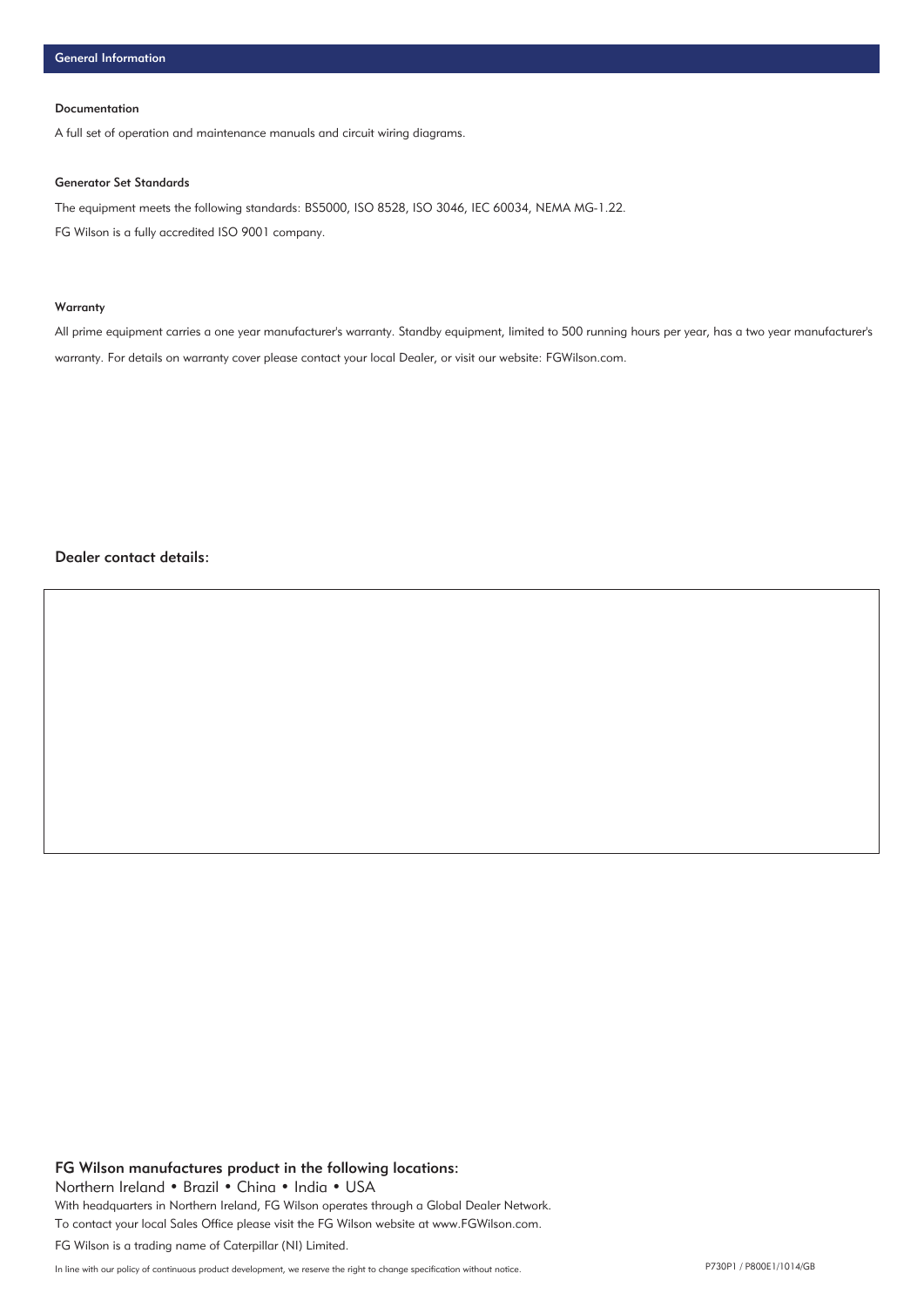## General Information

### Documentation

A full set of operation and maintenance manuals and circuit wiring diagrams.

### Generator Set Standards

The equipment meets the following standards: BS5000, ISO 8528, ISO 3046, IEC 60034, NEMA MG-1.22.

FG Wilson is a fully accredited ISO 9001 company.

### Warranty

All prime equipment carries a one year manufacturer's warranty. Standby equipment, limited to 500 running hours per year, has a two year manufacturer's warranty. For details on warranty cover please contact your local Dealer, or visit our website: FGWilson.com.

### Dealer contact details:

**FG Wilson manufactures product in the following locations:**

Northern Ireland • Brazil • China • India • USA

With headquarters in Northern Ireland, FG Wilson operates through a Global Dealer Network.

To contact your local Sales Office please visit the FG Wilson website at www.FGWilson.com.

FG Wilson is a trading name of Caterpillar (NI) Limited.

In line with our policy of continuous product development, we reserve the right to change specification without notice.

P730P1 / P800E1/1014/GB